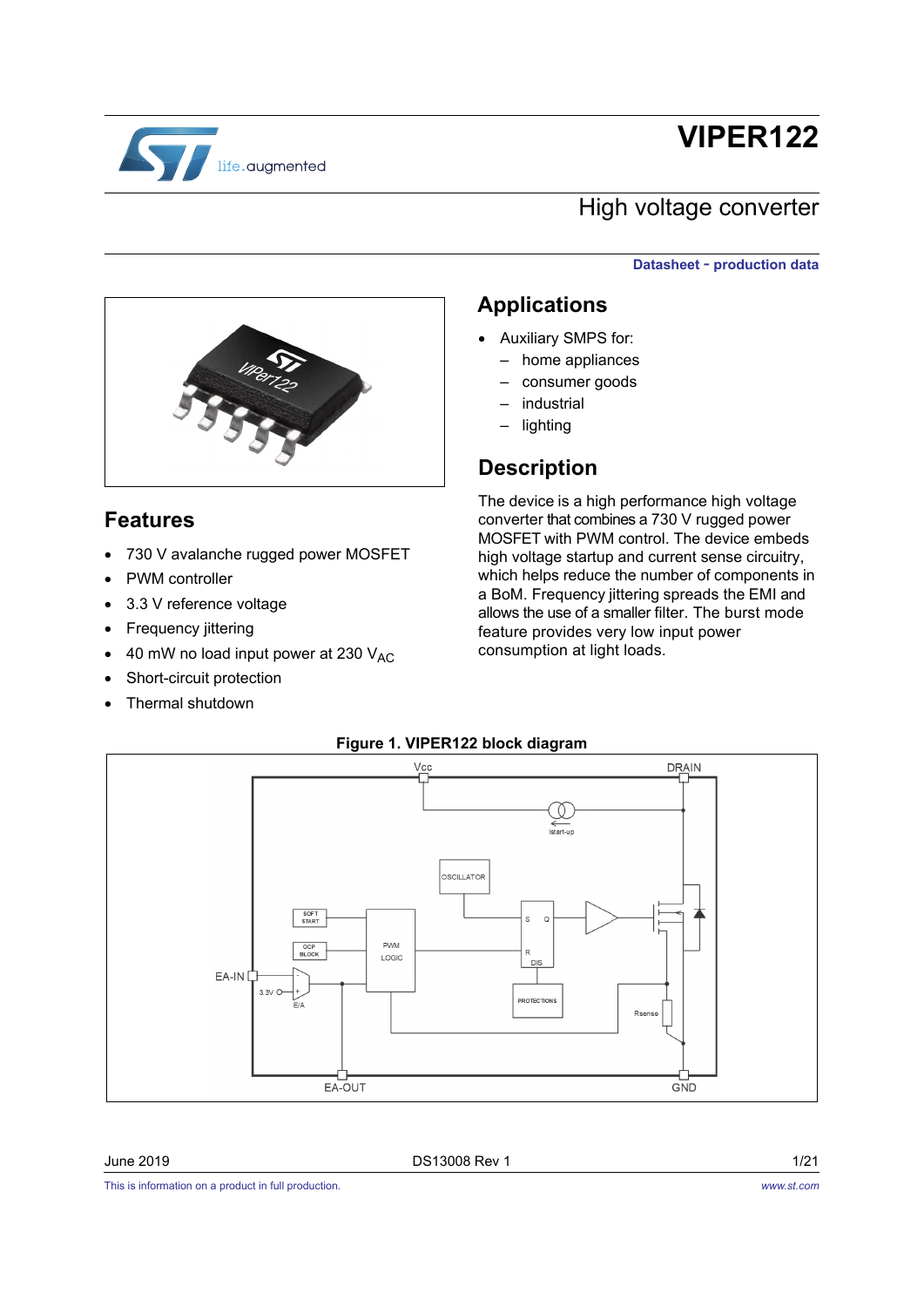# VIPER122

## High voltage converter

**Datasheet - production data**

## Features

- 730 V avalanche rugged power MOSFET
- PWM controller
- 3.3 V reference voltage
- Frequency jittering
- 40 mW no load input power at 230 $V_{AC}$
- Short-circuit protection
- Thermal shutdown

## Applications

- Auxiliary SMPS for:
  - home appliances
  - consumer goods
  - industrial
  - lighting

## Description

The device is a high performance high voltage converter that combines a 730 V rugged power MOSFET with PWM control. The device embeds high voltage startup and current sense circuitry, which helps reduce the number of components in a BoM. Frequency jittering spreads the EMI and allows the use of a smaller filter. The burst mode feature provides very low input power consumption at light loads.

**Figure 1. VIPER122 block diagram**

This is information on a product in full production.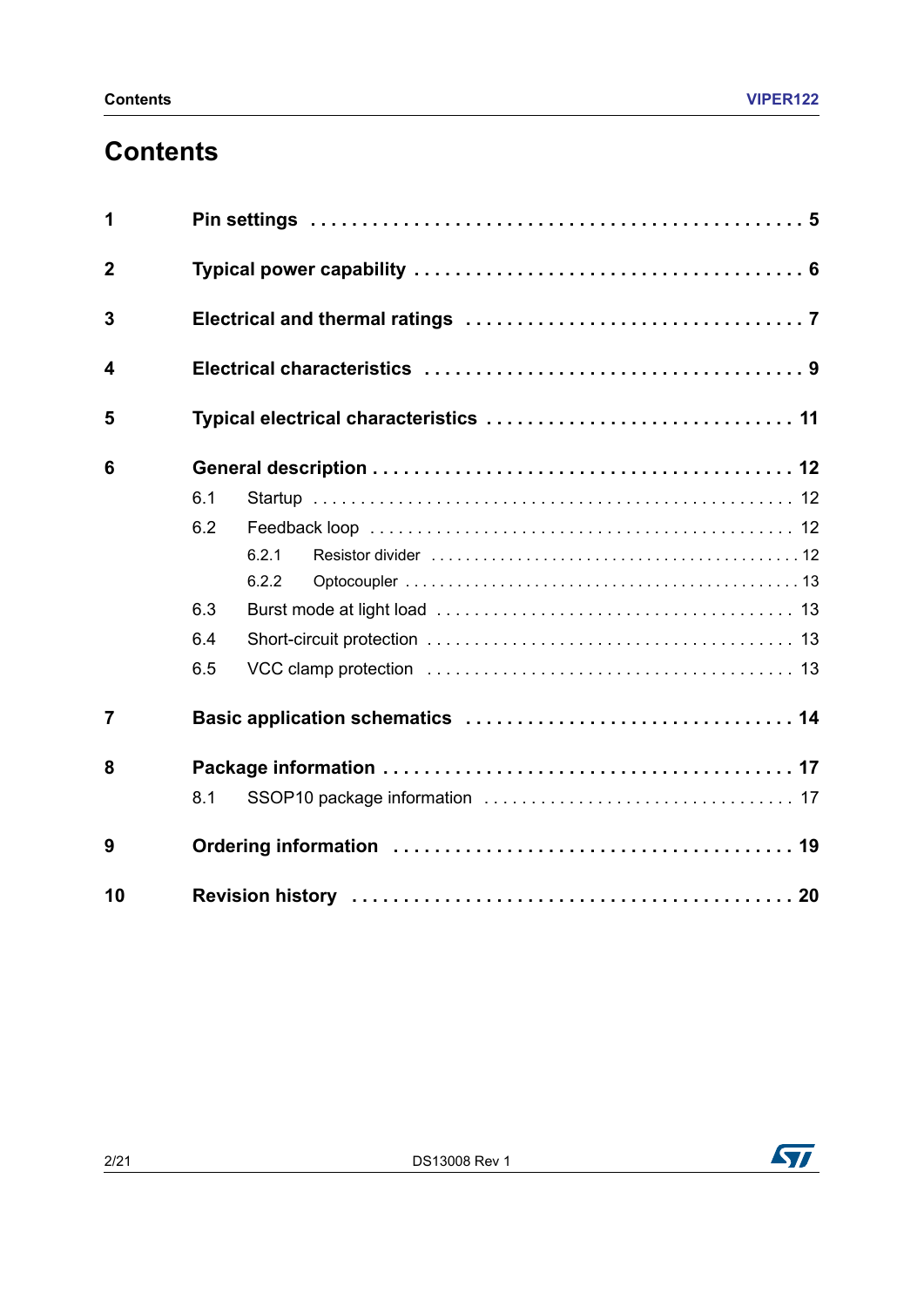# Contents

1 Pin settings . . . . . . . . . . . . . . . . . . . . . . . . . . . . . . . . . . . . . . . . . . . . . 5

2 Typical power capability . . . . . . . . . . . . . . . . . . . . . . . . . . . . . . . . . . . . 6

3 Electrical and thermal ratings . . . . . . . . . . . . . . . . . . . . . . . . . . . . . . . 7

4 Electrical characteristics . . . . . . . . . . . . . . . . . . . . . . . . . . . . . . . . . . . 9

5 Typical electrical characteristics . . . . . . . . . . . . . . . . . . . . . . . . . . . . 11

6 General description . . . . . . . . . . . . . . . . . . . . . . . . . . . . . . . . . . . . . . 12

- 6.1 Startup . . . . . . . . . . . . . . . . . . . . . . . . . . . . . . . . . . . . . . . . . . . . . . . . 12
- 6.2 Feedback loop . . . . . . . . . . . . . . . . . . . . . . . . . . . . . . . . . . . . . . . . . . 12
  - 6.2.1 Resistor divider . . . . . . . . . . . . . . . . . . . . . . . . . . . . . . . . . . . . . . . 12
  - 6.2.2 Optocoupler . . . . . . . . . . . . . . . . . . . . . . . . . . . . . . . . . . . . . . . . . . 13
- 6.3 Burst mode at light load . . . . . . . . . . . . . . . . . . . . . . . . . . . . . . . . . . 13
- 6.4 Short-circuit protection . . . . . . . . . . . . . . . . . . . . . . . . . . . . . . . . . . . 13
- 6.5 VCC clamp protection . . . . . . . . . . . . . . . . . . . . . . . . . . . . . . . . . . . 13

7 Basic application schematics . . . . . . . . . . . . . . . . . . . . . . . . . . . . . . 14

8 Package information . . . . . . . . . . . . . . . . . . . . . . . . . . . . . . . . . . . . . 17

- 8.1 SSOP10 package information . . . . . . . . . . . . . . . . . . . . . . . . . . . . . . 17

9 Ordering information . . . . . . . . . . . . . . . . . . . . . . . . . . . . . . . . . . . . 19

10 Revision history . . . . . . . . . . . . . . . . . . . . . . . . . . . . . . . . . . . . . . . 20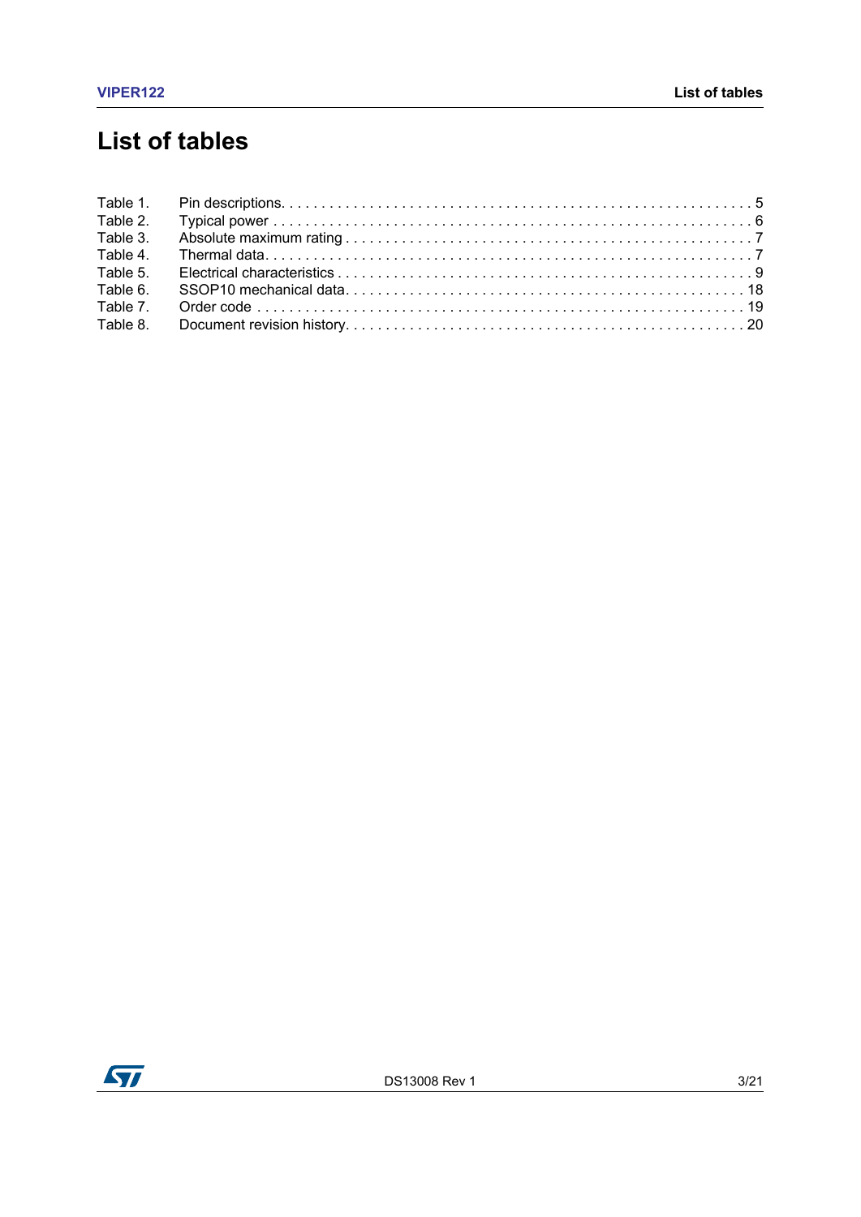# List of tables

Table 1. Pin descriptions. . . . . . . . . . . . . . . . . . . . . . . . . . . . . . . . . . . . . . . . . . . . . . . . . . . . . . . . . . . 5
Table 2. Typical power . . . . . . . . . . . . . . . . . . . . . . . . . . . . . . . . . . . . . . . . . . . . . . . . . . . . . . . . . . . . 6
Table 3. Absolute maximum rating . . . . . . . . . . . . . . . . . . . . . . . . . . . . . . . . . . . . . . . . . . . . . . . . . . . 7
Table 4. Thermal data. . . . . . . . . . . . . . . . . . . . . . . . . . . . . . . . . . . . . . . . . . . . . . . . . . . . . . . . . . . . . 7
Table 5. Electrical characteristics . . . . . . . . . . . . . . . . . . . . . . . . . . . . . . . . . . . . . . . . . . . . . . . . . . . . 9
Table 6. SSOP10 mechanical data. . . . . . . . . . . . . . . . . . . . . . . . . . . . . . . . . . . . . . . . . . . . . . . . . . 18
Table 7. Order code . . . . . . . . . . . . . . . . . . . . . . . . . . . . . . . . . . . . . . . . . . . . . . . . . . . . . . . . . . . . . 19
Table 8. Document revision history. . . . . . . . . . . . . . . . . . . . . . . . . . . . . . . . . . . . . . . . . . . . . . . . . . 20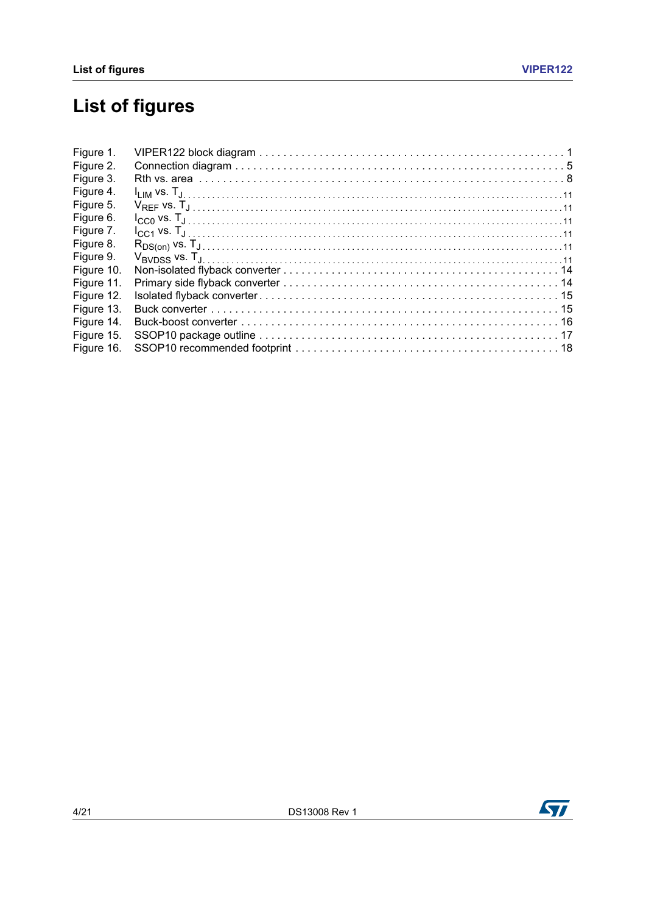# List of figures

Figure 1. VIPER122 block diagram . . . . . . . . . . . . . . . . . . . . . . . . . . . . . . . . . . . . . . . . . . . . . . . . . . 1
Figure 2. Connection diagram . . . . . . . . . . . . . . . . . . . . . . . . . . . . . . . . . . . . . . . . . . . . . . . . . . . . . 5
Figure 3. Rth vs. area . . . . . . . . . . . . . . . . . . . . . . . . . . . . . . . . . . . . . . . . . . . . . . . . . . . . . . . . . . . 8
Figure 4. $I_{LIM}$ vs. $T_J$ . . . . . . . . . . . . . . . . . . . . . . . . . . . . . . . . . . . . . . . . . . . . . . . . . . . . . . . . . . 11
Figure 5. $V_{REF}$ vs. $T_J$ . . . . . . . . . . . . . . . . . . . . . . . . . . . . . . . . . . . . . . . . . . . . . . . . . . . . . . . . . 11
Figure 6. $I_{CC0}$ vs. $T_J$ . . . . . . . . . . . . . . . . . . . . . . . . . . . . . . . . . . . . . . . . . . . . . . . . . . . . . . . . . 11
Figure 7. $I_{CC1}$ vs. $T_J$ . . . . . . . . . . . . . . . . . . . . . . . . . . . . . . . . . . . . . . . . . . . . . . . . . . . . . . . . . 11
Figure 8. $R_{DS(on)}$ vs. $T_J$ . . . . . . . . . . . . . . . . . . . . . . . . . . . . . . . . . . . . . . . . . . . . . . . . . . . . . . . 11
Figure 9. $V_{BVDSS}$ vs. $T_J$ . . . . . . . . . . . . . . . . . . . . . . . . . . . . . . . . . . . . . . . . . . . . . . . . . . . . . . . 11
Figure 10. Non-isolated flyback converter . . . . . . . . . . . . . . . . . . . . . . . . . . . . . . . . . . . . . . . . . . . . . 14
Figure 11. Primary side flyback converter . . . . . . . . . . . . . . . . . . . . . . . . . . . . . . . . . . . . . . . . . . . . . 14
Figure 12. Isolated flyback converter . . . . . . . . . . . . . . . . . . . . . . . . . . . . . . . . . . . . . . . . . . . . . . . . 15
Figure 13. Buck converter . . . . . . . . . . . . . . . . . . . . . . . . . . . . . . . . . . . . . . . . . . . . . . . . . . . . . . . . . 15
Figure 14. Buck-boost converter . . . . . . . . . . . . . . . . . . . . . . . . . . . . . . . . . . . . . . . . . . . . . . . . . . . . 16
Figure 15. SSOP10 package outline . . . . . . . . . . . . . . . . . . . . . . . . . . . . . . . . . . . . . . . . . . . . . . . . . 17
Figure 16. SSOP10 recommended footprint . . . . . . . . . . . . . . . . . . . . . . . . . . . . . . . . . . . . . . . . . . . 18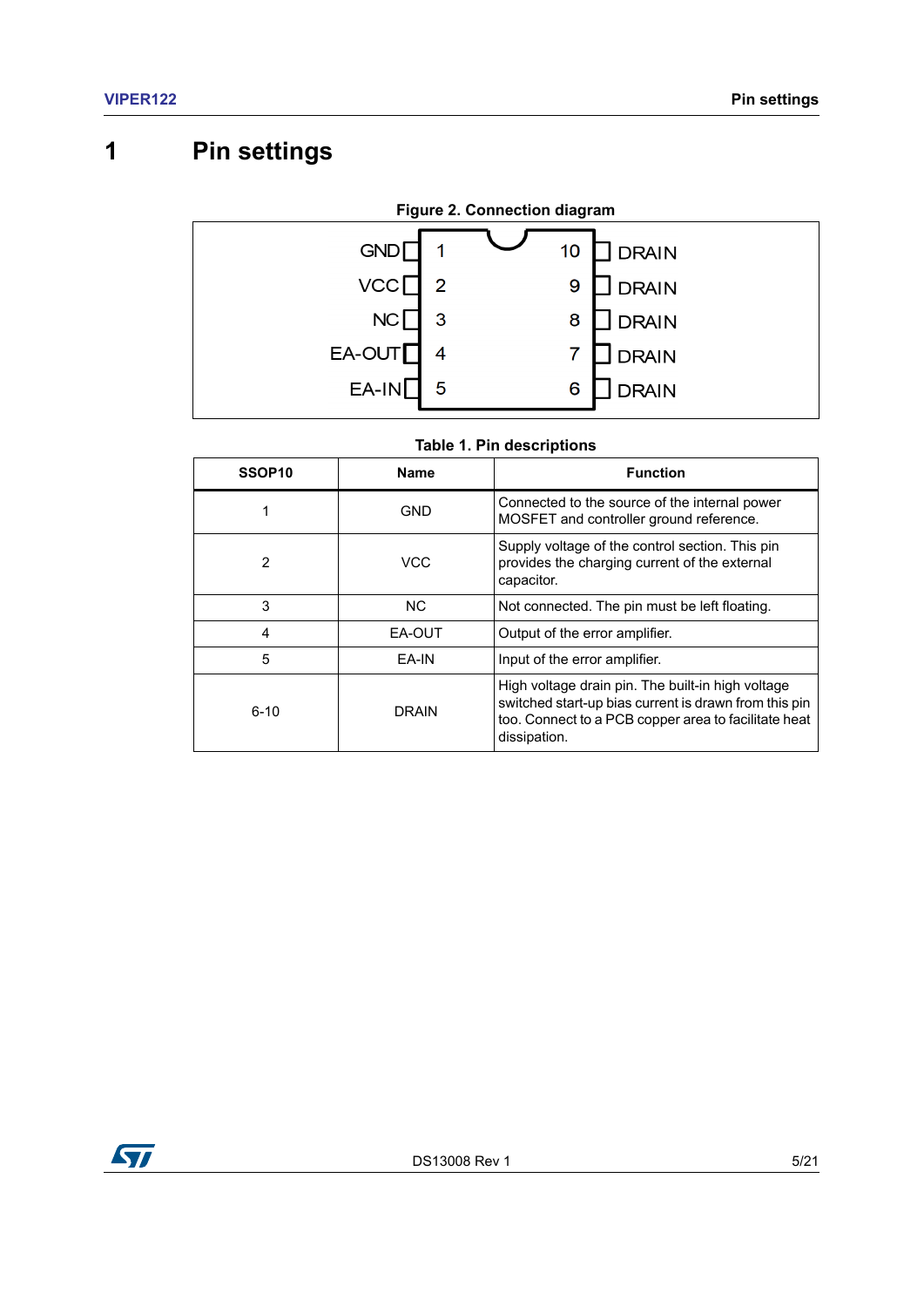# 1 Pin settings

**Figure 2. Connection diagram**

| Name | Pin | Pin | Name |
|---|---|---|---|
| GND | 1 | 10 | DRAIN |
| VCC | 2 | 9 | DRAIN |
| NC | 3 | 8 | DRAIN |
| EA-OUT | 4 | 7 | DRAIN |
| EA-IN | 5 | 6 | DRAIN |

**Table 1. Pin descriptions**

| SSOP10 | Name | Function |
|---|---|---|
| 1 | GND | Connected to the source of the internal power MOSFET and controller ground reference. |
| 2 | VCC | Supply voltage of the control section. This pin provides the charging current of the external capacitor. |
| 3 | NC | Not connected. The pin must be left floating. |
| 4 | EA-OUT | Output of the error amplifier. |
| 5 | EA-IN | Input of the error amplifier. |
| 6-10 | DRAIN | High voltage drain pin. The built-in high voltage switched start-up bias current is drawn from this pin too. Connect to a PCB copper area to facilitate heat dissipation. |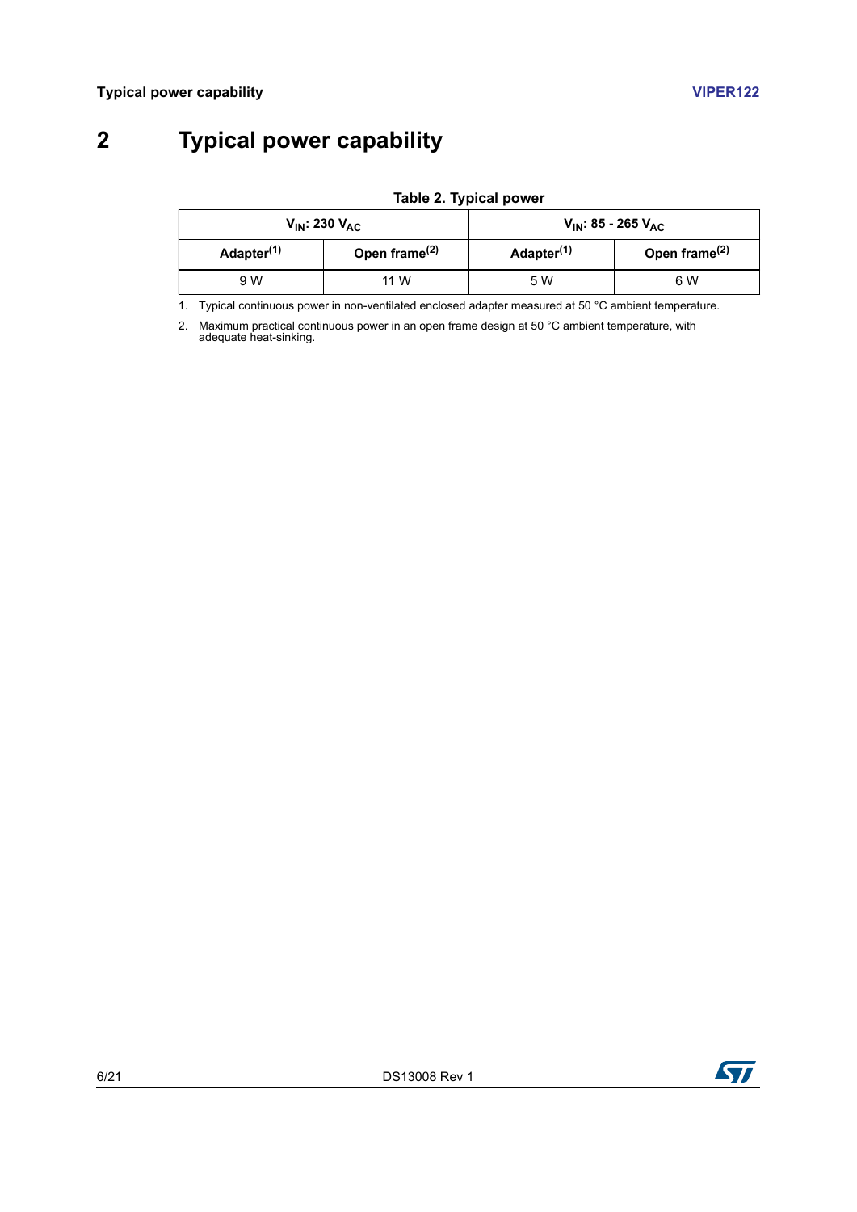# 2 Typical power capability

**Table 2. Typical power**

| $V_{IN}$: 230 $V_{AC}$ | | $V_{IN}$: 85 - 265 $V_{AC}$ | |
|---|---|---|---|
| Adapter(1) | Open frame(2) | Adapter(1) | Open frame(2) |
| 9 W | 11 W | 5 W | 6 W |

1. Typical continuous power in non-ventilated enclosed adapter measured at 50 °C ambient temperature.
2. Maximum practical continuous power in an open frame design at 50 °C ambient temperature, with adequate heat-sinking.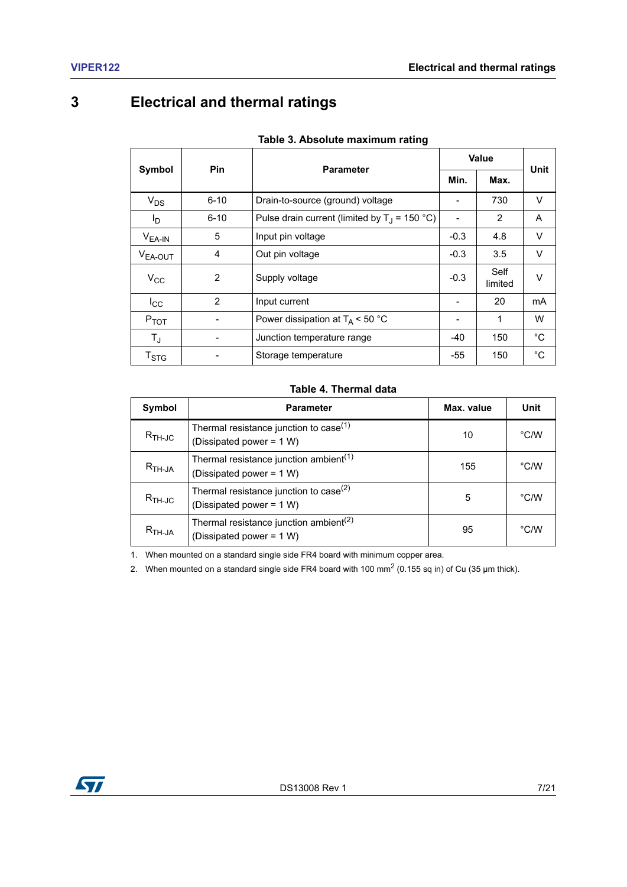# 3 Electrical and thermal ratings

**Table 3. Absolute maximum rating**

| Symbol | Pin | Parameter | Value | | Unit |
|---|---|---|---|---|---|
| | | | Min. | Max. | |
| $V_{DS}$ | 6-10 | Drain-to-source (ground) voltage | - | 730 | V |
| $I_D$ | 6-10 | Pulse drain current (limited by $T_J$ = 150 °C) | - | 2 | A |
| $V_{EA\text{-}IN}$ | 5 | Input pin voltage | -0.3 | 4.8 | V |
| $V_{EA\text{-}OUT}$ | 4 | Out pin voltage | -0.3 | 3.5 | V |
| $V_{CC}$ | 2 | Supply voltage | -0.3 | Self limited | V |
| $I_{CC}$ | 2 | Input current | - | 20 | mA |
| $P_{TOT}$ | - | Power dissipation at $T_A$ < 50 °C | - | 1 | W |
| $T_J$ | - | Junction temperature range | -40 | 150 | °C |
| $T_{STG}$ | - | Storage temperature | -55 | 150 | °C |

**Table 4. Thermal data**

| Symbol | Parameter | Max. value | Unit |
|---|---|---|---|
| $R_{TH\text{-}JC}$ | Thermal resistance junction to case(1) (Dissipated power = 1 W) | 10 | °C/W |
| $R_{TH\text{-}JA}$ | Thermal resistance junction ambient(1) (Dissipated power = 1 W) | 155 | °C/W |
| $R_{TH\text{-}JC}$ | Thermal resistance junction to case(2) (Dissipated power = 1 W) | 5 | °C/W |
| $R_{TH\text{-}JA}$ | Thermal resistance junction ambient(2) (Dissipated power = 1 W) | 95 | °C/W |

1. When mounted on a standard single side FR4 board with minimum copper area.
2. When mounted on a standard single side FR4 board with 100 $mm^2$ (0.155 sq in) of Cu (35 µm thick).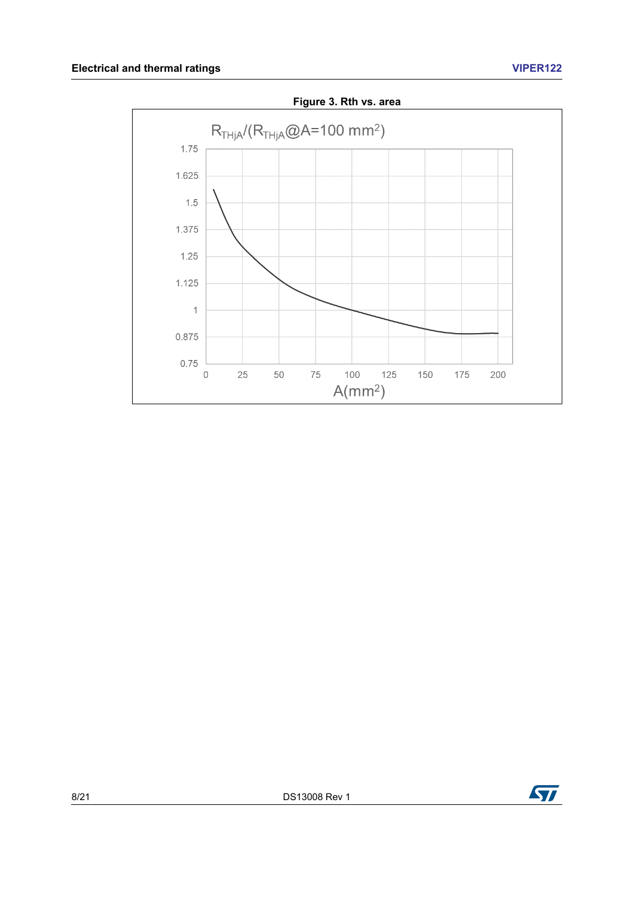Figure 3. Rth vs. area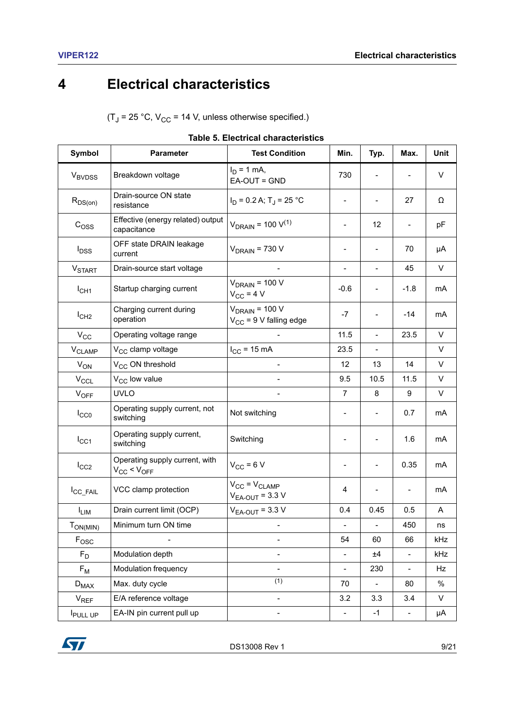# 4 Electrical characteristics

($T_J$ = 25 °C, $V_{CC}$ = 14 V, unless otherwise specified.)

**Table 5. Electrical characteristics**

| Symbol | Parameter | Test Condition | Min. | Typ. | Max. | Unit |
|---|---|---|---|---|---|---|
| $V_{BVDSS}$ | Breakdown voltage | $I_D$ = 1 mA, EA-OUT = GND | 730 | - | - | V |
| $R_{DS(on)}$ | Drain-source ON state resistance | $I_D$ = 0.2 A; $T_J$ = 25 °C | - | - | 27 | Ω |
| $C_{OSS}$ | Effective (energy related) output capacitance | $V_{DRAIN}$ = 100 V(1) | - | 12 | - | pF |
| $I_{DSS}$ | OFF state DRAIN leakage current | $V_{DRAIN}$ = 730 V | - | - | 70 | µA |
| $V_{START}$ | Drain-source start voltage | - | - | - | 45 | V |
| $I_{CH1}$ | Startup charging current | $V_{DRAIN}$ = 100 V $V_{CC}$ = 4 V | -0.6 | - | -1.8 | mA |
| $I_{CH2}$ | Charging current during operation | $V_{DRAIN}$ = 100 V $V_{CC}$ = 9 V falling edge | -7 | - | -14 | mA |
| $V_{CC}$ | Operating voltage range | - | 11.5 | - | 23.5 | V |
| $V_{CLAMP}$ | $V_{CC}$ clamp voltage | $I_{CC}$ = 15 mA | 23.5 | - | | V |
| $V_{ON}$ | $V_{CC}$ ON threshold | - | 12 | 13 | 14 | V |
| $V_{CCL}$ | $V_{CC}$ low value | - | 9.5 | 10.5 | 11.5 | V |
| $V_{OFF}$ | UVLO | - | 7 | 8 | 9 | V |
| $I_{CC0}$ | Operating supply current, not switching | Not switching | - | - | 0.7 | mA |
| $I_{CC1}$ | Operating supply current, switching | Switching | - | - | 1.6 | mA |
| $I_{CC2}$ | Operating supply current, with $V_{CC} < V_{OFF}$ | $V_{CC}$ = 6 V | - | - | 0.35 | mA |
| $I_{CC\_FAIL}$ | VCC clamp protection | $V_{CC} = V_{CLAMP}$ $V_{EA\text{-}OUT}$ = 3.3 V | 4 | - | - | mA |
| $I_{LIM}$ | Drain current limit (OCP) | $V_{EA\text{-}OUT}$ = 3.3 V | 0.4 | 0.45 | 0.5 | A |
| $T_{ON(MIN)}$ | Minimum turn ON time | - | - | - | 450 | ns |
| $F_{OSC}$ | - | - | 54 | 60 | 66 | kHz |
| $F_D$ | Modulation depth | - | - | ±4 | - | kHz |
| $F_M$ | Modulation frequency | - | - | 230 | - | Hz |
| $D_{MAX}$ | Max. duty cycle | (1) | 70 | - | 80 | % |
| $V_{REF}$ | E/A reference voltage | - | 3.2 | 3.3 | 3.4 | V |
| $I_{PULL\ UP}$ | EA-IN pin current pull up | - | - | -1 | - | µA |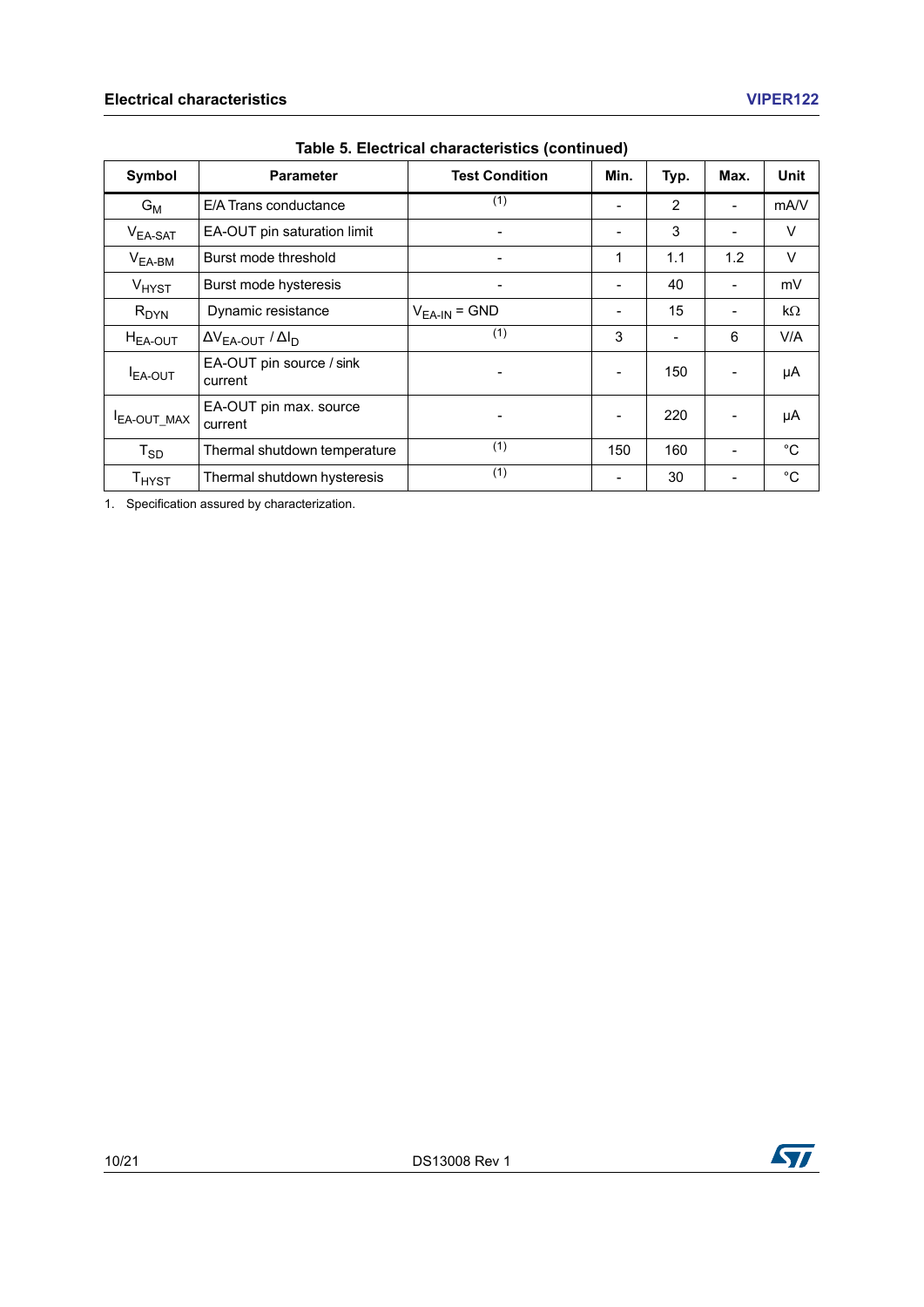**Table 5. Electrical characteristics (continued)**

| Symbol | Parameter | Test Condition | Min. | Typ. | Max. | Unit |
|---|---|---|---|---|---|---|
| $G_M$ | E/A Trans conductance | [1] | - | 2 | - | mA/V |
| $V_{EA\text{-}SAT}$ | EA-OUT pin saturation limit | - | - | 3 | - | V |
| $V_{EA\text{-}BM}$ | Burst mode threshold | - | 1 | 1.1 | 1.2 | V |
| $V_{HYST}$ | Burst mode hysteresis | - | - | 40 | - | mV |
| $R_{DYN}$ | Dynamic resistance | $V_{EA\text{-}IN}$ = GND | - | 15 | - | kΩ |
| $H_{EA\text{-}OUT}$ | $\Delta V_{EA\text{-}OUT} / \Delta I_D$ | [1] | 3 | - | 6 | V/A |
| $I_{EA\text{-}OUT}$ | EA-OUT pin source / sink current | - | - | 150 | - | µA |
| $I_{EA\text{-}OUT\_MAX}$ | EA-OUT pin max. source current | - | - | 220 | - | µA |
| $T_{SD}$ | Thermal shutdown temperature | [1] | 150 | 160 | - | °C |
| $T_{HYST}$ | Thermal shutdown hysteresis | [1] | - | 30 | - | °C |

1. Specification assured by characterization.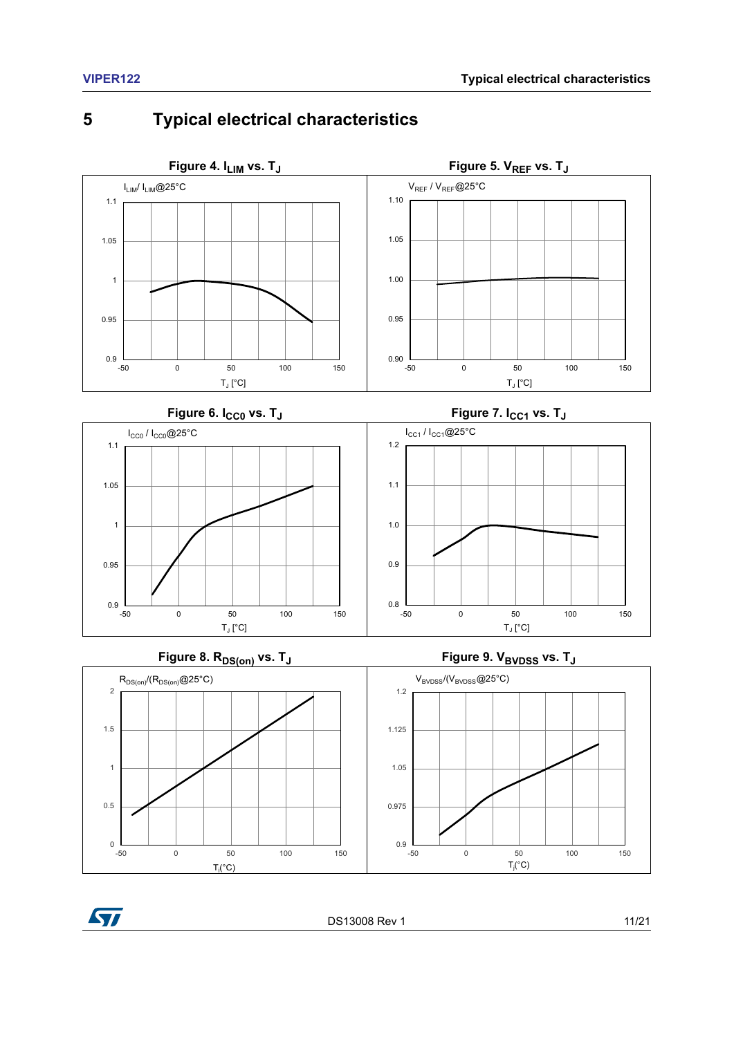# 5 Typical electrical characteristics

**Figure 4. $I_{LIM}$ vs. $T_J$**

**Figure 5. $V_{REF}$ vs. $T_J$**

**Figure 6. $I_{CC0}$ vs. $T_J$**

**Figure 7. $I_{CC1}$ vs. $T_J$**

**Figure 8. $R_{DS(on)}$ vs. $T_J$**

**Figure 9. $V_{BVDSS}$ vs. $T_J$**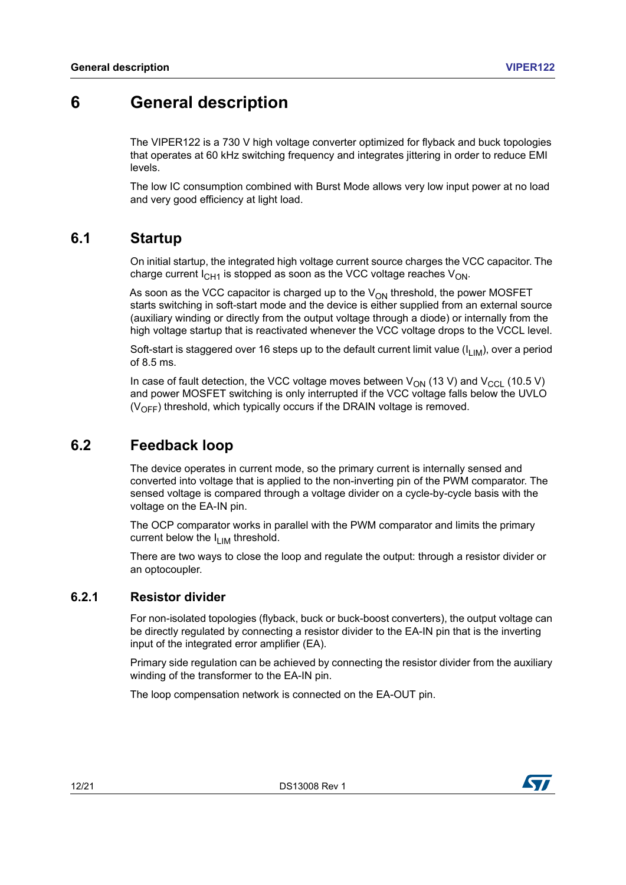# 6 General description

The VIPER122 is a 730 V high voltage converter optimized for flyback and buck topologies that operates at 60 kHz switching frequency and integrates jittering in order to reduce EMI levels.

The low IC consumption combined with Burst Mode allows very low input power at no load and very good efficiency at light load.

## 6.1 Startup

On initial startup, the integrated high voltage current source charges the VCC capacitor. The charge current $I_{CH1}$ is stopped as soon as the VCC voltage reaches $V_{ON}$.

As soon as the VCC capacitor is charged up to the $V_{ON}$ threshold, the power MOSFET starts switching in soft-start mode and the device is either supplied from an external source (auxiliary winding or directly from the output voltage through a diode) or internally from the high voltage startup that is reactivated whenever the VCC voltage drops to the VCCL level.

Soft-start is staggered over 16 steps up to the default current limit value ($I_{LIM}$), over a period of 8.5 ms.

In case of fault detection, the VCC voltage moves between $V_{ON}$ (13 V) and $V_{CCL}$ (10.5 V) and power MOSFET switching is only interrupted if the VCC voltage falls below the UVLO ($V_{OFF}$) threshold, which typically occurs if the DRAIN voltage is removed.

## 6.2 Feedback loop

The device operates in current mode, so the primary current is internally sensed and converted into voltage that is applied to the non-inverting pin of the PWM comparator. The sensed voltage is compared through a voltage divider on a cycle-by-cycle basis with the voltage on the EA-IN pin.

The OCP comparator works in parallel with the PWM comparator and limits the primary current below the $I_{LIM}$ threshold.

There are two ways to close the loop and regulate the output: through a resistor divider or an optocoupler.

### 6.2.1 Resistor divider

For non-isolated topologies (flyback, buck or buck-boost converters), the output voltage can be directly regulated by connecting a resistor divider to the EA-IN pin that is the inverting input of the integrated error amplifier (EA).

Primary side regulation can be achieved by connecting the resistor divider from the auxiliary winding of the transformer to the EA-IN pin.

The loop compensation network is connected on the EA-OUT pin.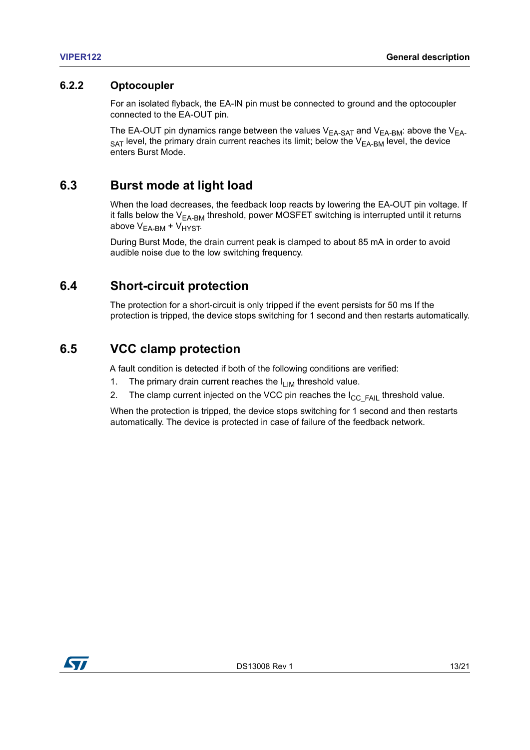### 6.2.2 Optocoupler

For an isolated flyback, the EA-IN pin must be connected to ground and the optocoupler connected to the EA-OUT pin.

The EA-OUT pin dynamics range between the values $V_{EA\text{-}SAT}$ and $V_{EA\text{-}BM}$: above the $V_{EA\text{-}SAT}$ level, the primary drain current reaches its limit; below the $V_{EA\text{-}BM}$ level, the device enters Burst Mode.

## 6.3 Burst mode at light load

When the load decreases, the feedback loop reacts by lowering the EA-OUT pin voltage. If it falls below the $V_{EA\text{-}BM}$ threshold, power MOSFET switching is interrupted until it returns above $V_{EA\text{-}BM} + V_{HYST}$.

During Burst Mode, the drain current peak is clamped to about 85 mA in order to avoid audible noise due to the low switching frequency.

## 6.4 Short-circuit protection

The protection for a short-circuit is only tripped if the event persists for 50 ms If the protection is tripped, the device stops switching for 1 second and then restarts automatically.

## 6.5 VCC clamp protection

A fault condition is detected if both of the following conditions are verified:

1. The primary drain current reaches the $I_{LIM}$ threshold value.
2. The clamp current injected on the VCC pin reaches the $I_{CC\_FAIL}$ threshold value.

When the protection is tripped, the device stops switching for 1 second and then restarts automatically. The device is protected in case of failure of the feedback network.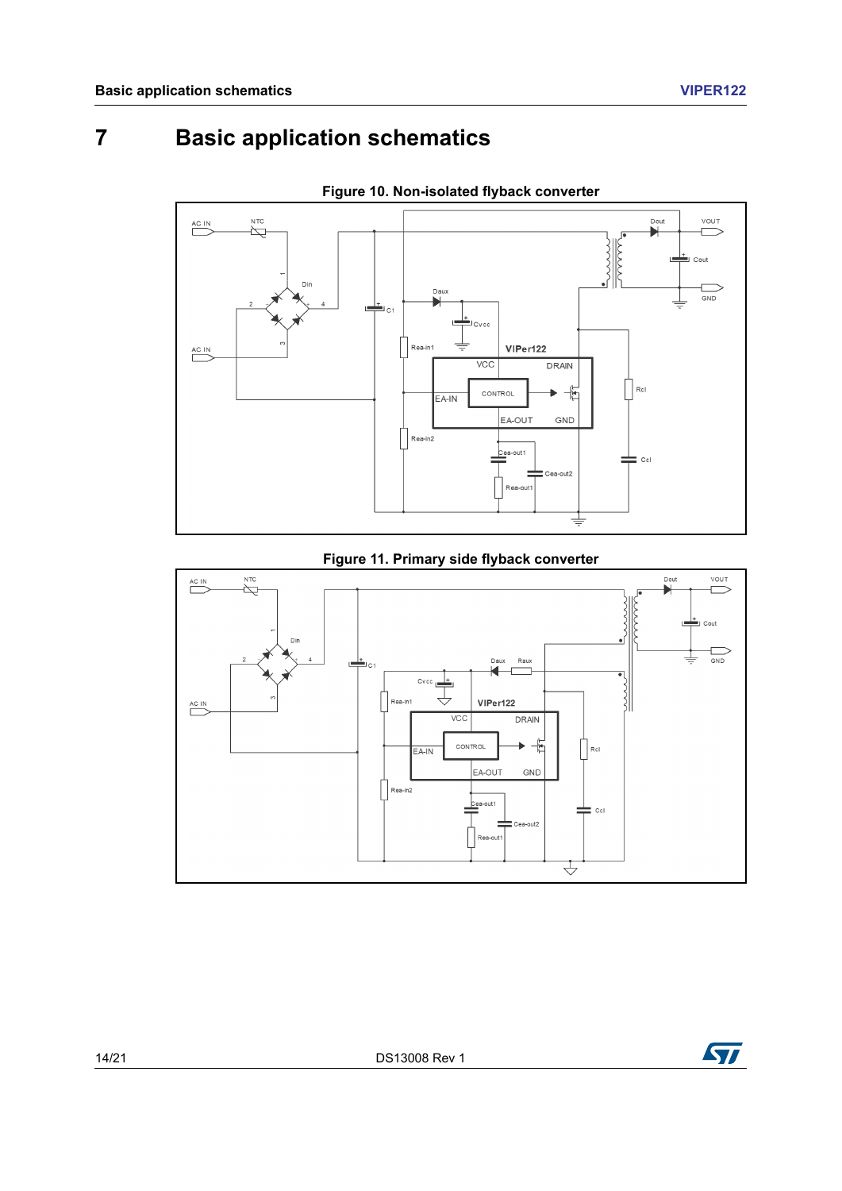# 7 Basic application schematics

**Figure 10. Non-isolated flyback converter**

**Figure 11. Primary side flyback converter**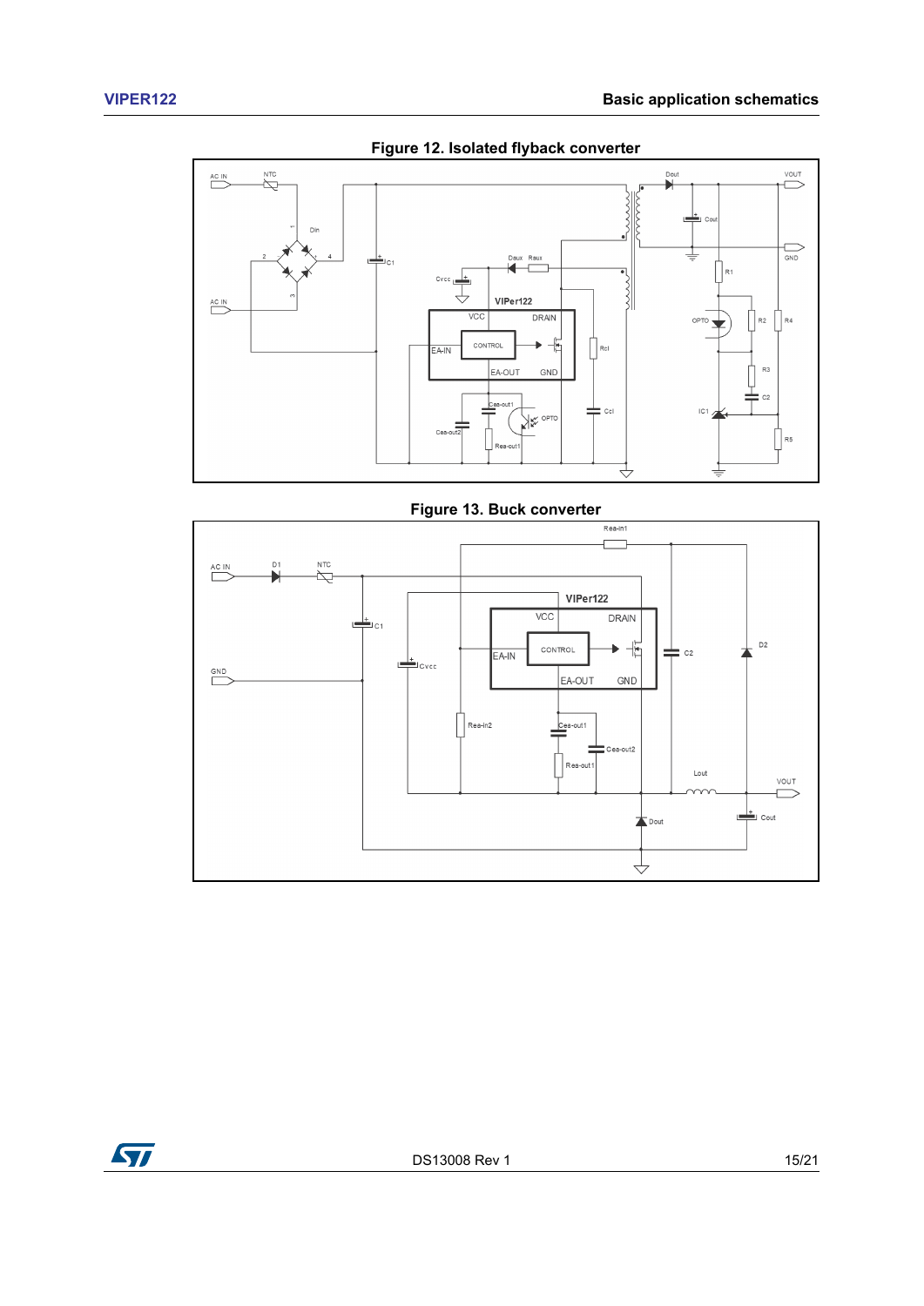**Figure 12. Isolated flyback converter**

**Figure 13. Buck converter**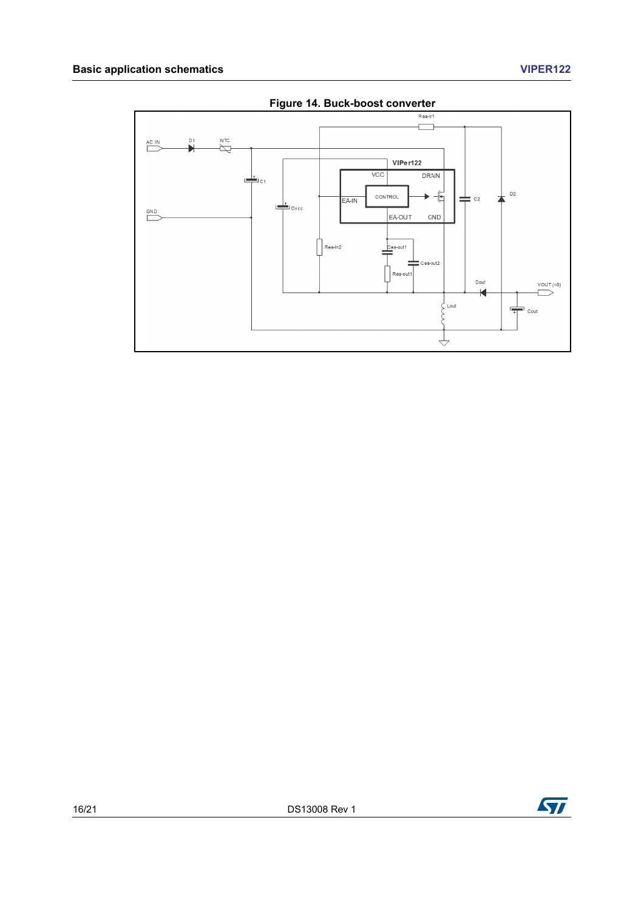**Figure 14. Buck-boost converter**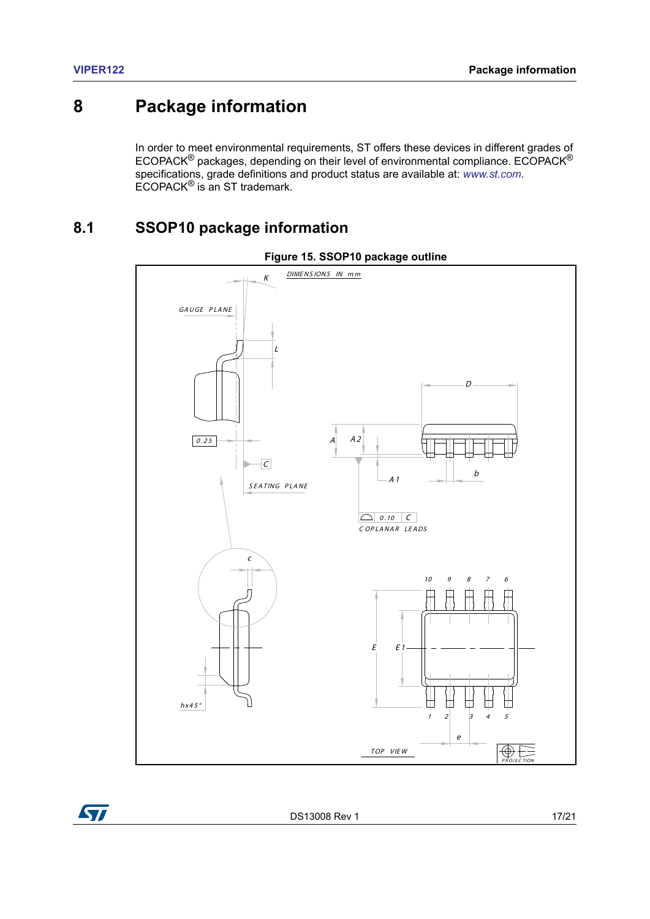# 8 Package information

In order to meet environmental requirements, ST offers these devices in different grades of ECOPACK® packages, depending on their level of environmental compliance. ECOPACK® specifications, grade definitions and product status are available at: *www.st.com*. ECOPACK® is an ST trademark.

## 8.1 SSOP10 package information

**Figure 15. SSOP10 package outline**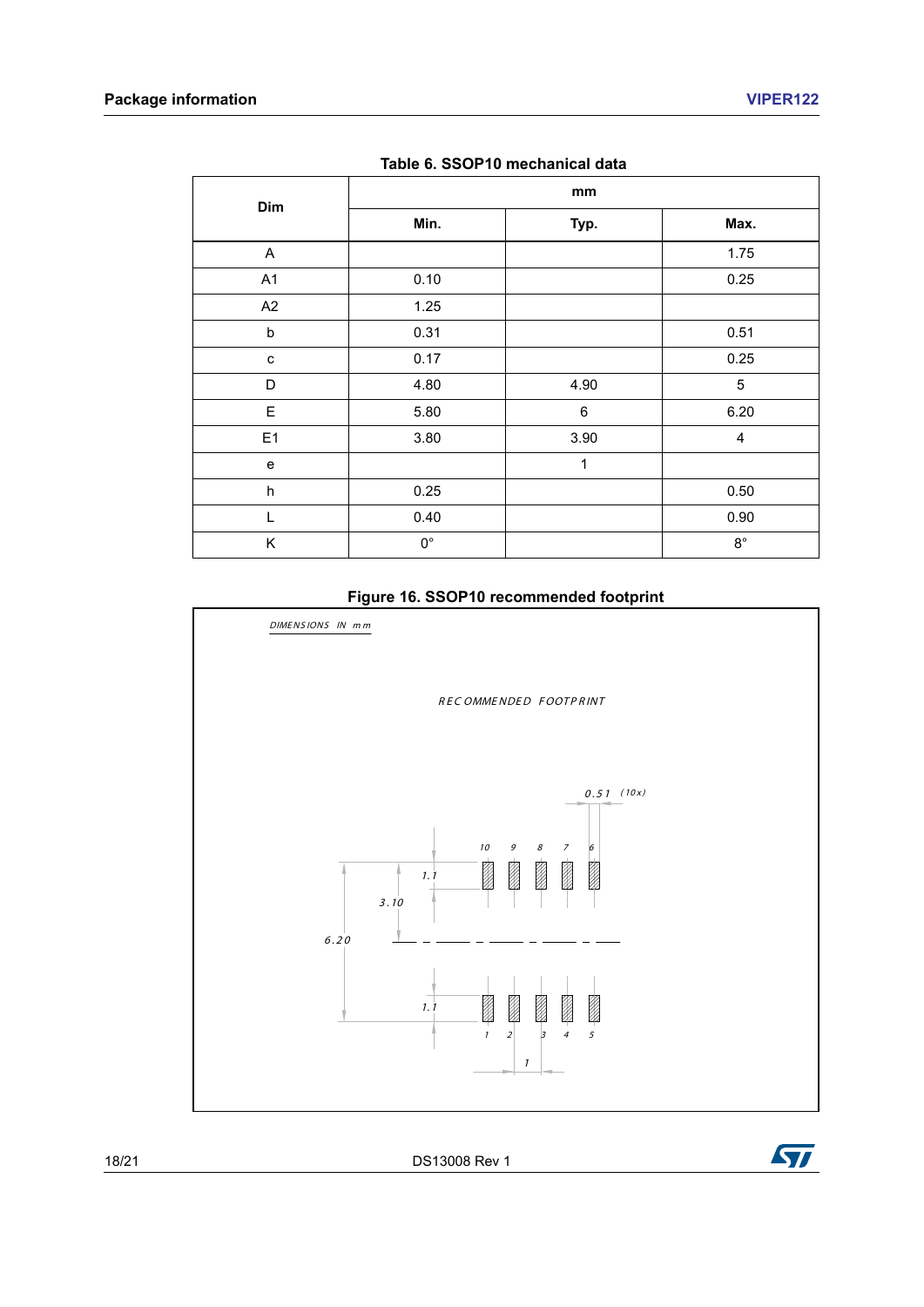**Table 6. SSOP10 mechanical data**

| Dim | mm | | |
|---|---|---|---|
| | Min. | Typ. | Max. |
| A | | | 1.75 |
| A1 | 0.10 | | 0.25 |
| A2 | 1.25 | | |
| b | 0.31 | | 0.51 |
| c | 0.17 | | 0.25 |
| D | 4.80 | 4.90 | 5 |
| E | 5.80 | 6 | 6.20 |
| E1 | 3.80 | 3.90 | 4 |
| e | | 1 | |
| h | 0.25 | | 0.50 |
| L | 0.40 | | 0.90 |
| K | 0° | | 8° |

**Figure 16. SSOP10 recommended footprint**

DIMENSIONS IN mm

RECOMMENDED FOOTPRINT

0.51 (10x)

10 9 8 7 6

1.1

3.10

6.20

1.1

1 2 3 4 5

1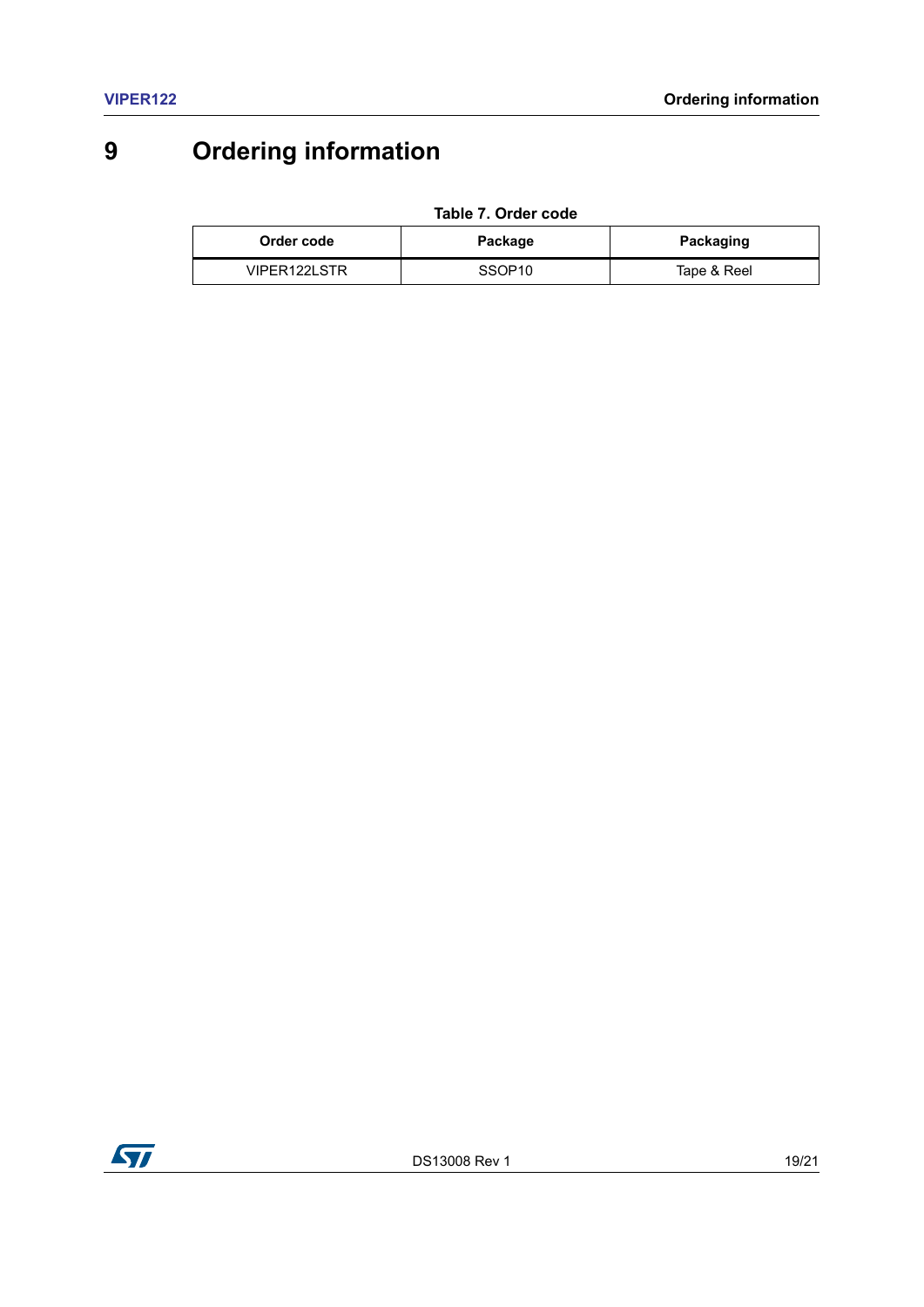# 9 Ordering information

**Table 7. Order code**

| Order code | Package | Packaging |
| --- | --- | --- |
| VIPER122LSTR | SSOP10 | Tape & Reel |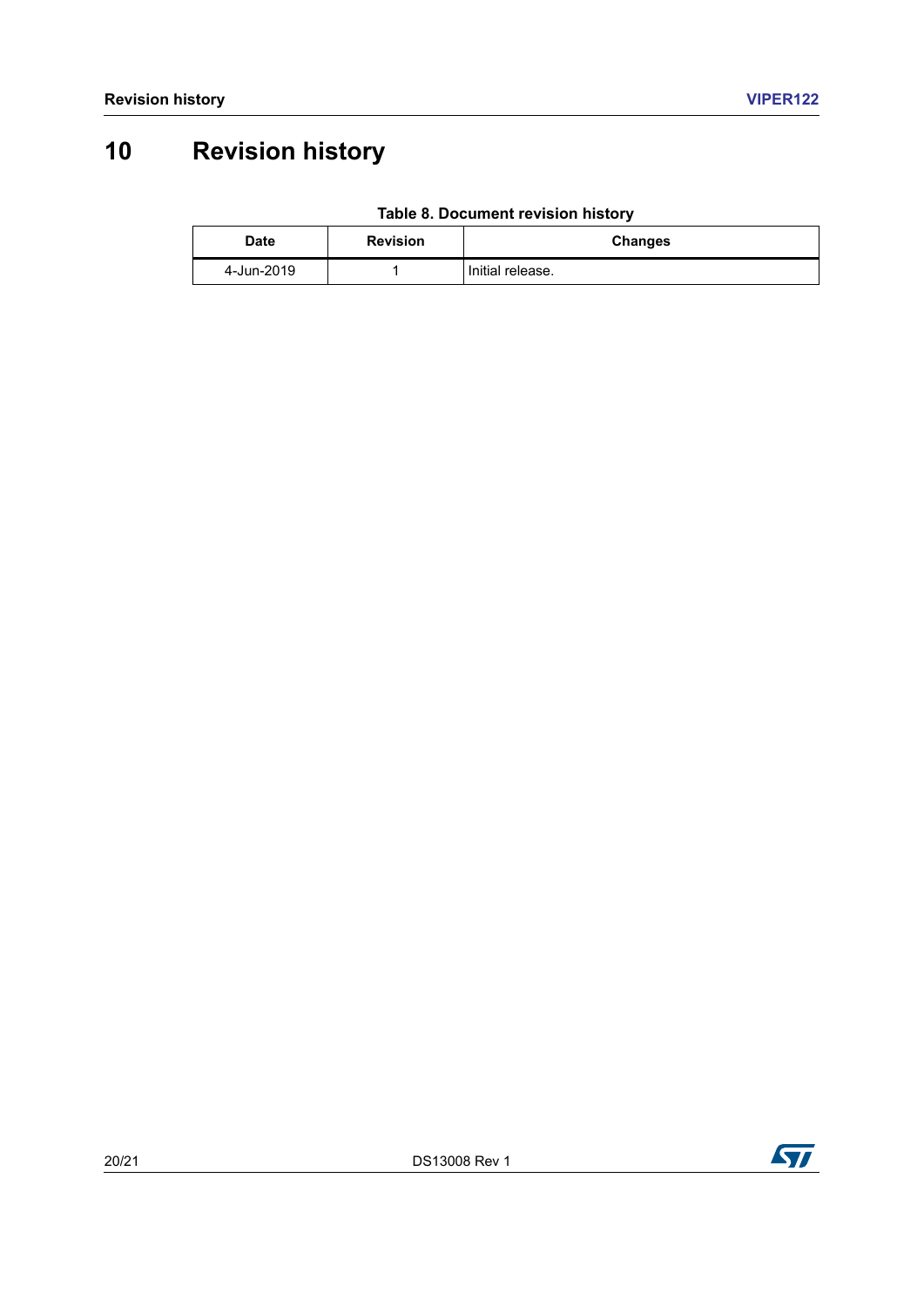# 10 Revision history

**Table 8. Document revision history**

| Date | Revision | Changes |
| --- | --- | --- |
| 4-Jun-2019 | 1 | Initial release. |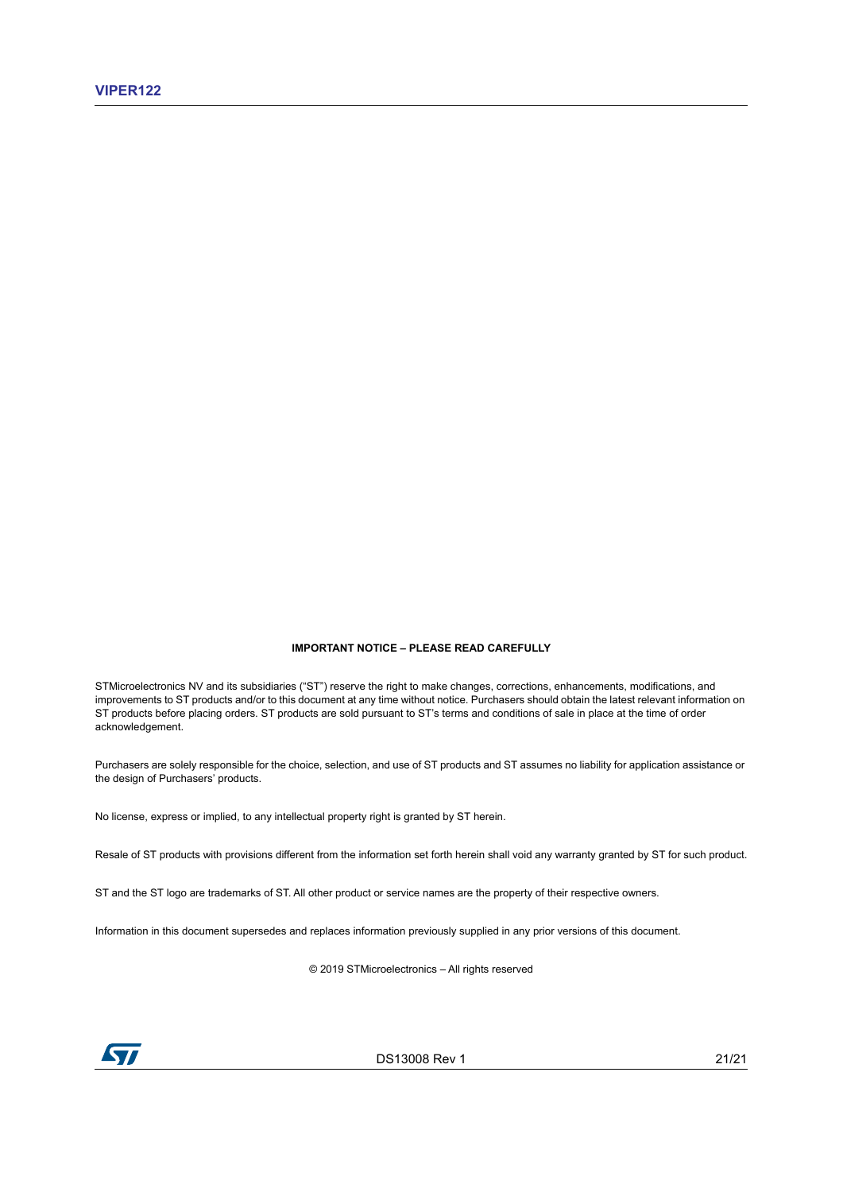**IMPORTANT NOTICE – PLEASE READ CAREFULLY**

STMicroelectronics NV and its subsidiaries (“ST”) reserve the right to make changes, corrections, enhancements, modifications, and improvements to ST products and/or to this document at any time without notice. Purchasers should obtain the latest relevant information on ST products before placing orders. ST products are sold pursuant to ST’s terms and conditions of sale in place at the time of order acknowledgement.

Purchasers are solely responsible for the choice, selection, and use of ST products and ST assumes no liability for application assistance or the design of Purchasers’ products.

No license, express or implied, to any intellectual property right is granted by ST herein.

Resale of ST products with provisions different from the information set forth herein shall void any warranty granted by ST for such product.

ST and the ST logo are trademarks of ST. All other product or service names are the property of their respective owners.

Information in this document supersedes and replaces information previously supplied in any prior versions of this document.

© 2019 STMicroelectronics – All rights reserved